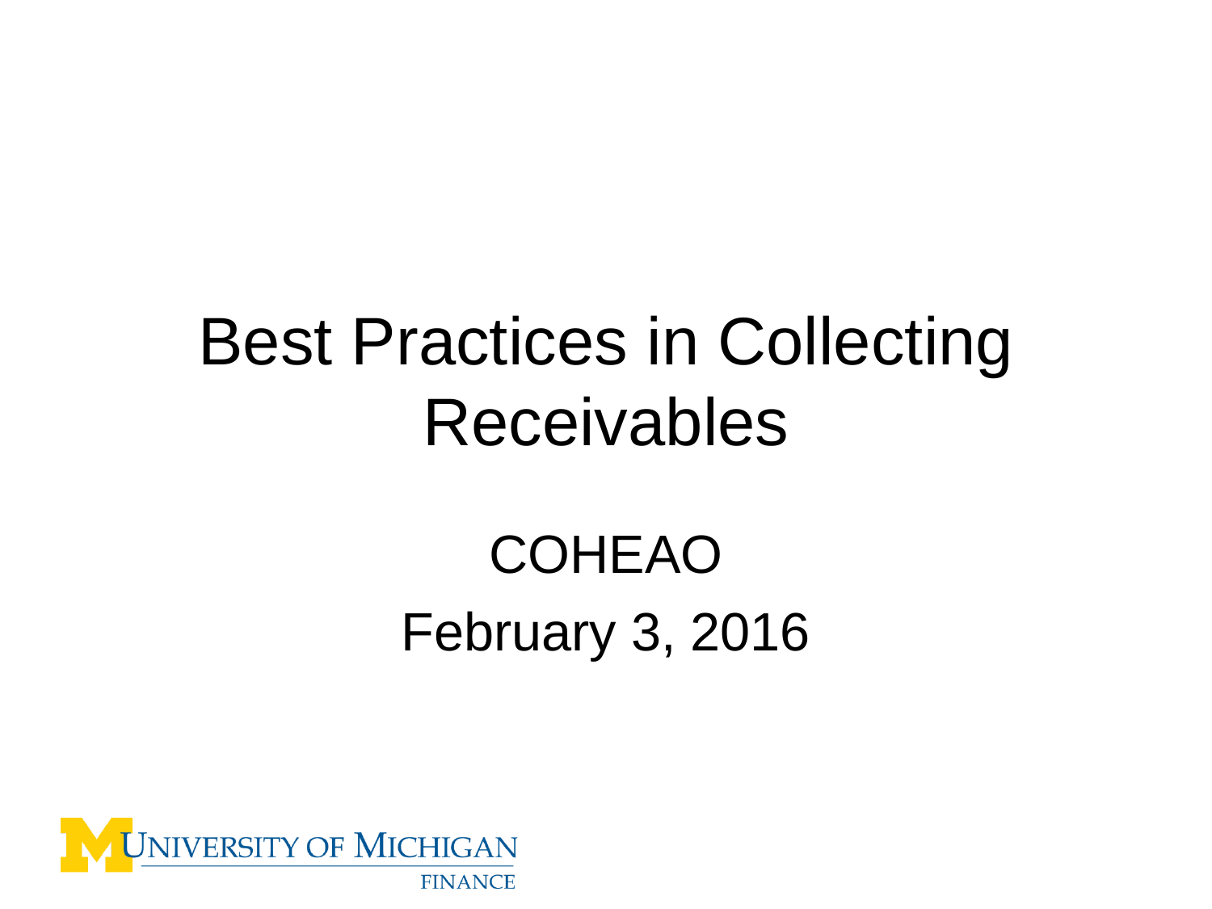# Best Practices in Collecting Receivables

COHEAO

February 3, 2016

UNIVERSITY OF MICHIGAN
FINANCE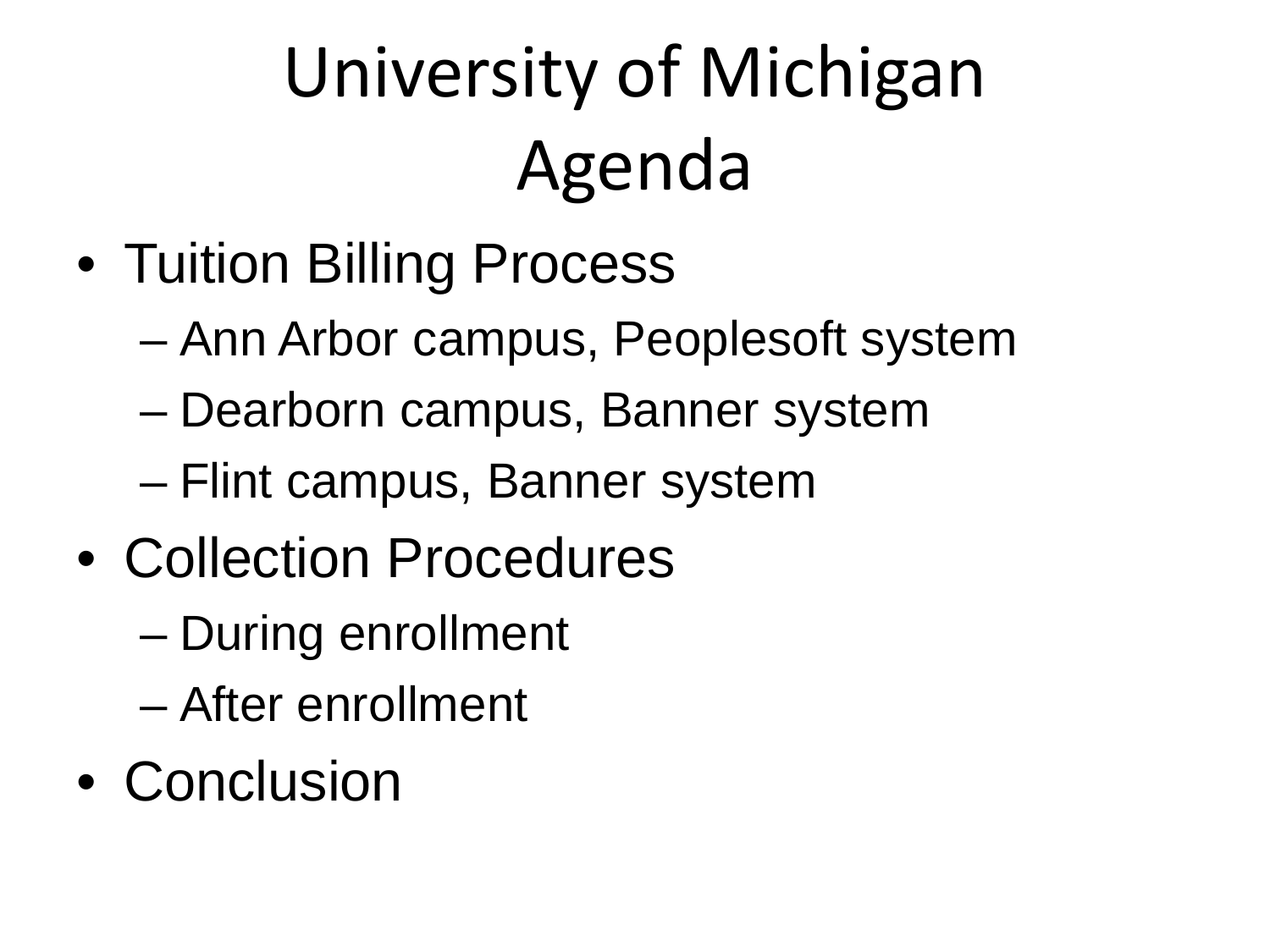# University of Michigan Agenda

- Tuition Billing Process
  - Ann Arbor campus, Peoplesoft system
  - Dearborn campus, Banner system
  - Flint campus, Banner system
- Collection Procedures
  - During enrollment
  - After enrollment
- Conclusion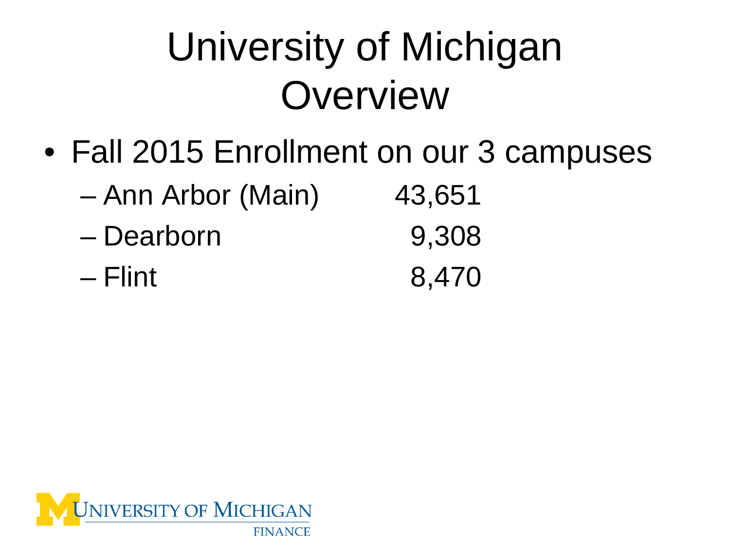# University of Michigan Overview

- Fall 2015 Enrollment on our 3 campuses
  - Ann Arbor (Main) 43,651
  - Dearborn 9,308
  - Flint 8,470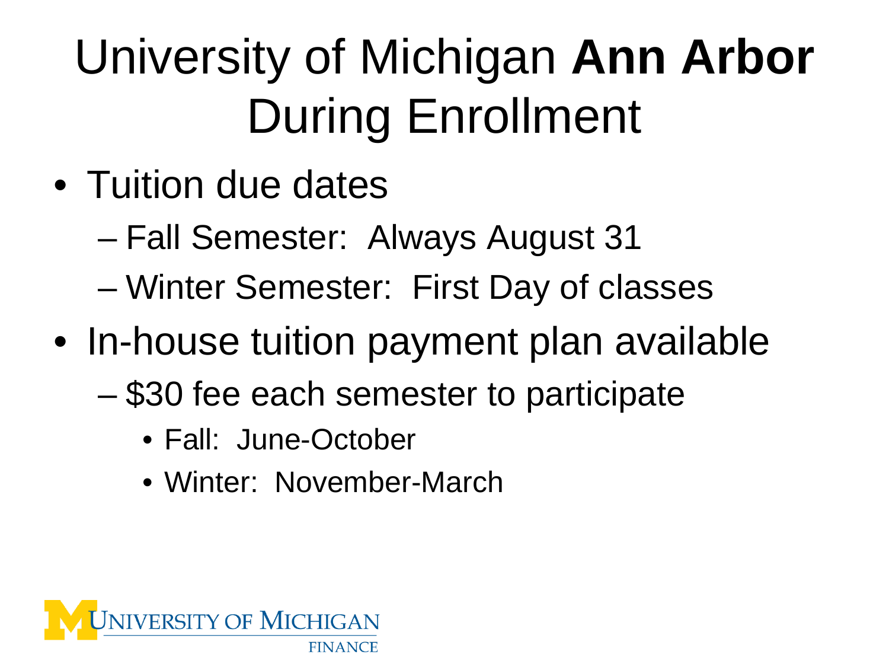# University of Michigan **Ann Arbor** During Enrollment

- Tuition due dates
  - Fall Semester: Always August 31
  - Winter Semester: First Day of classes
- In-house tuition payment plan available
  - $30 fee each semester to participate
    - Fall: June-October
    - Winter: November-March

UNIVERSITY OF MICHIGAN
FINANCE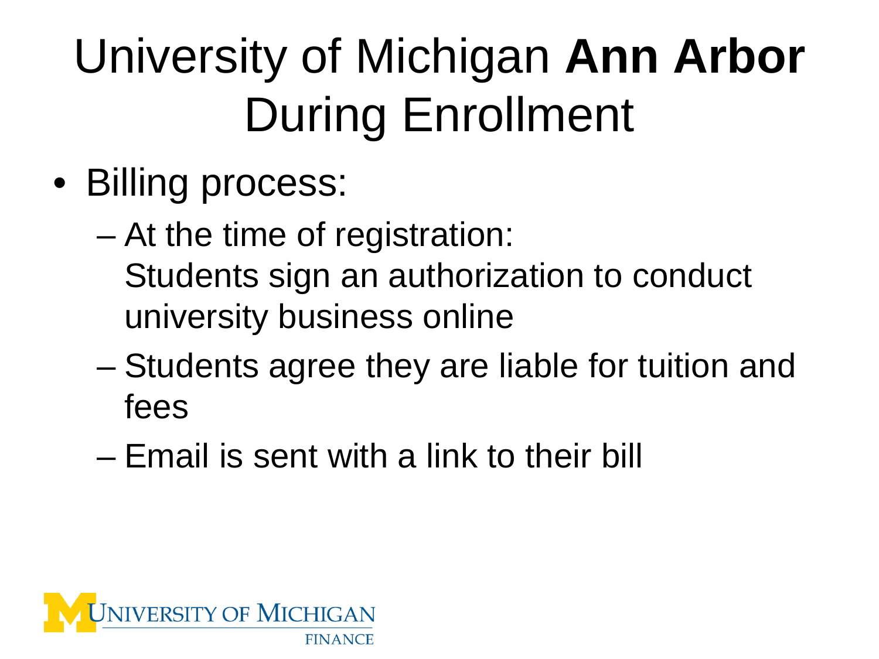# University of Michigan **Ann Arbor** During Enrollment

- Billing process:
  - At the time of registration:
    Students sign an authorization to conduct university business online
  - Students agree they are liable for tuition and fees
  - Email is sent with a link to their bill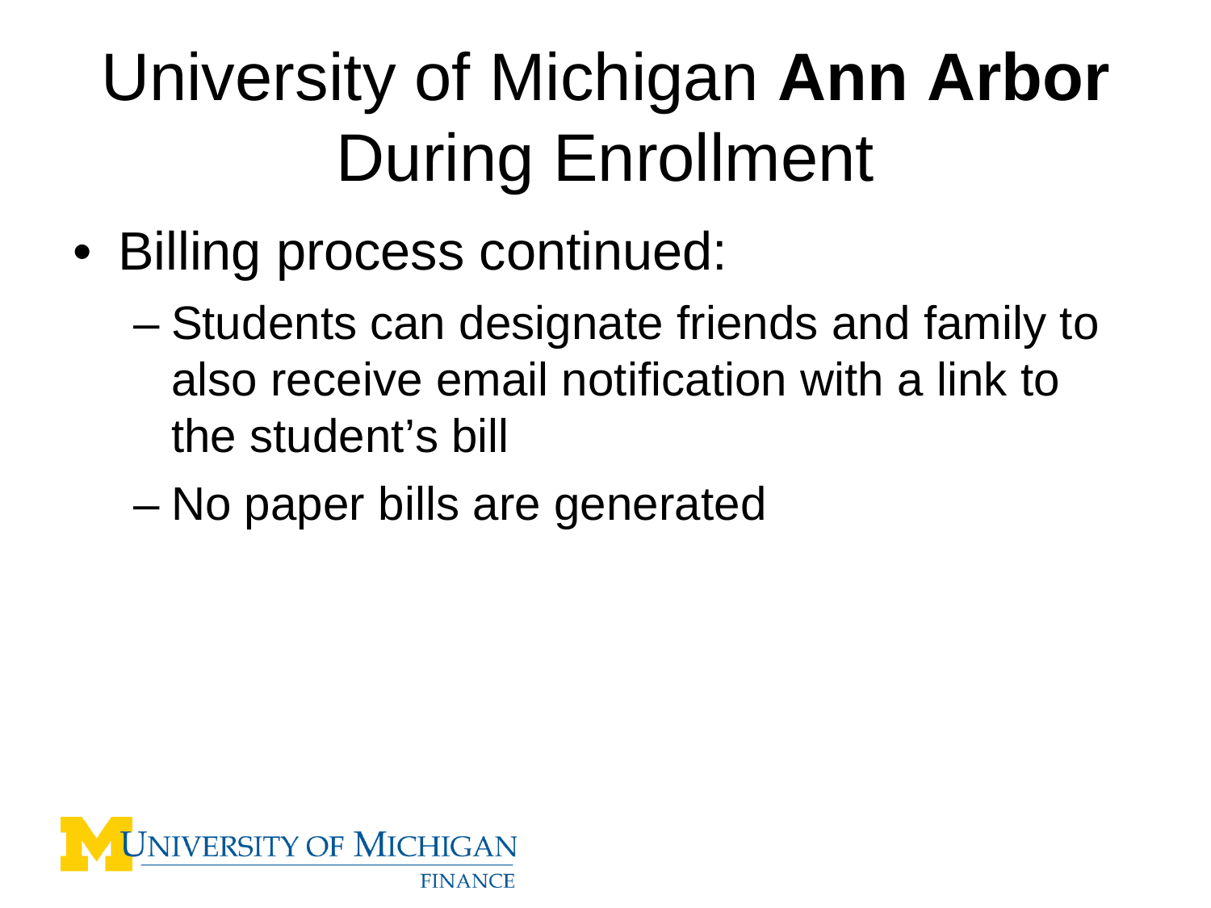# University of Michigan **Ann Arbor** During Enrollment

- Billing process continued:
  - Students can designate friends and family to also receive email notification with a link to the student's bill
  - No paper bills are generated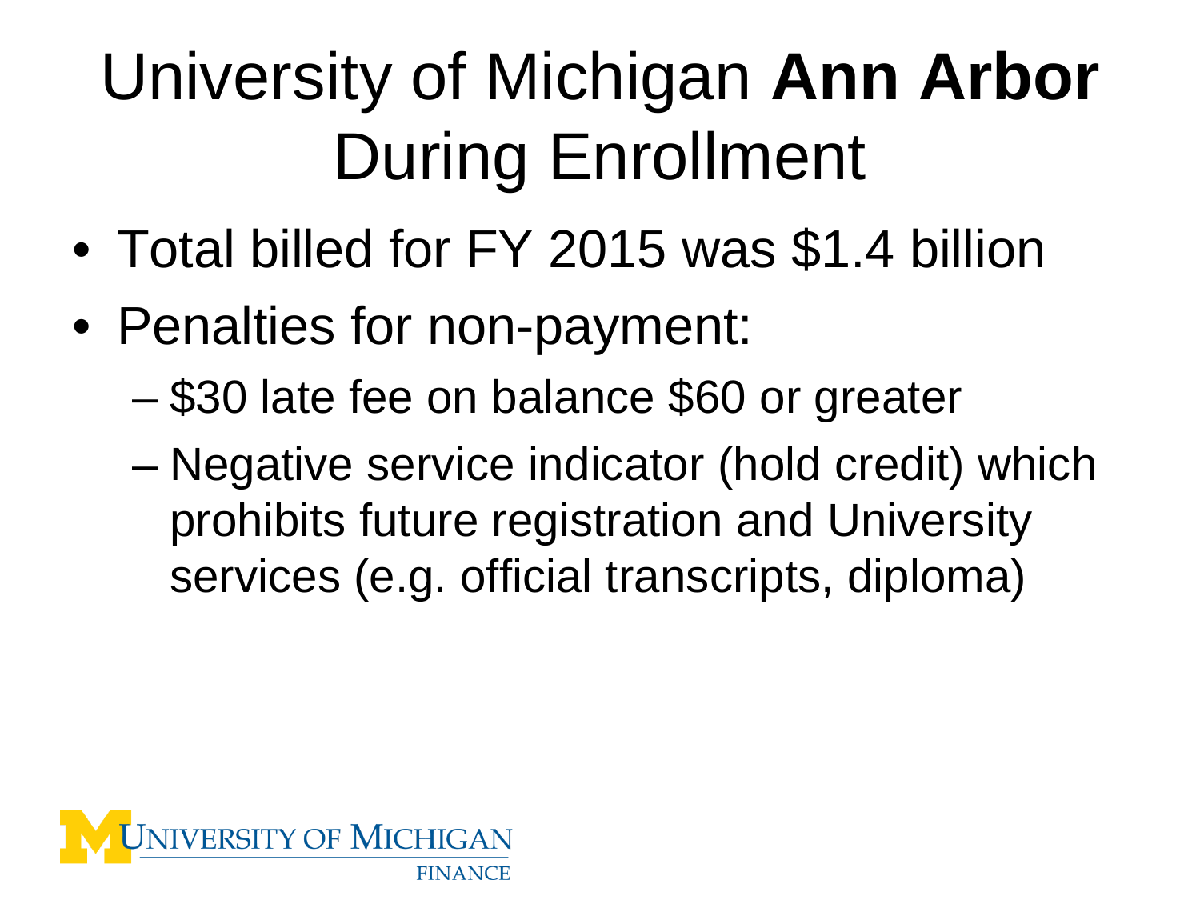# University of Michigan **Ann Arbor** During Enrollment

- Total billed for FY 2015 was $1.4 billion
- Penalties for non-payment:
  - $30 late fee on balance $60 or greater
  - Negative service indicator (hold credit) which prohibits future registration and University services (e.g. official transcripts, diploma)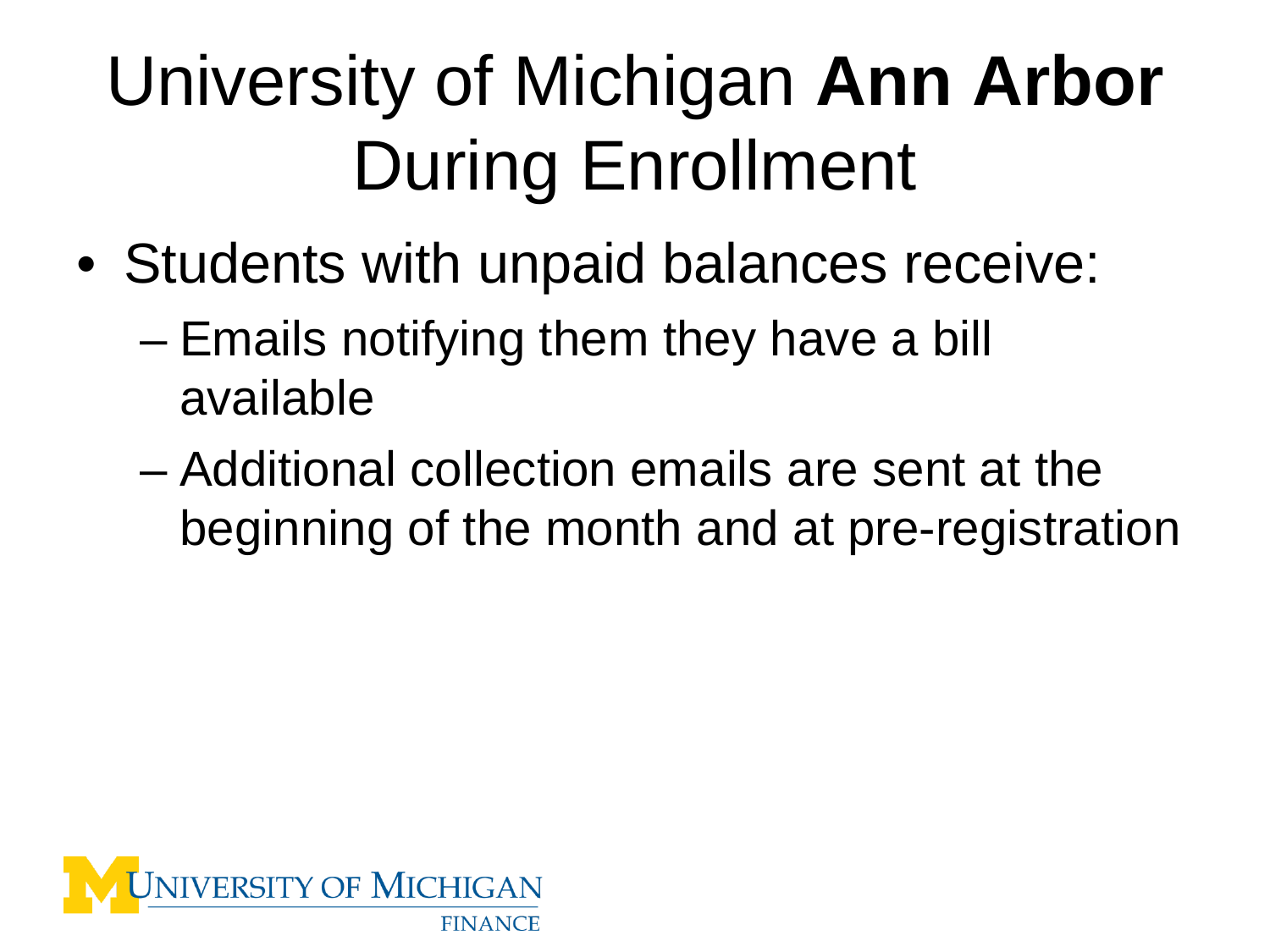# University of Michigan **Ann Arbor** During Enrollment

- Students with unpaid balances receive:
  - Emails notifying them they have a bill available
  - Additional collection emails are sent at the beginning of the month and at pre-registration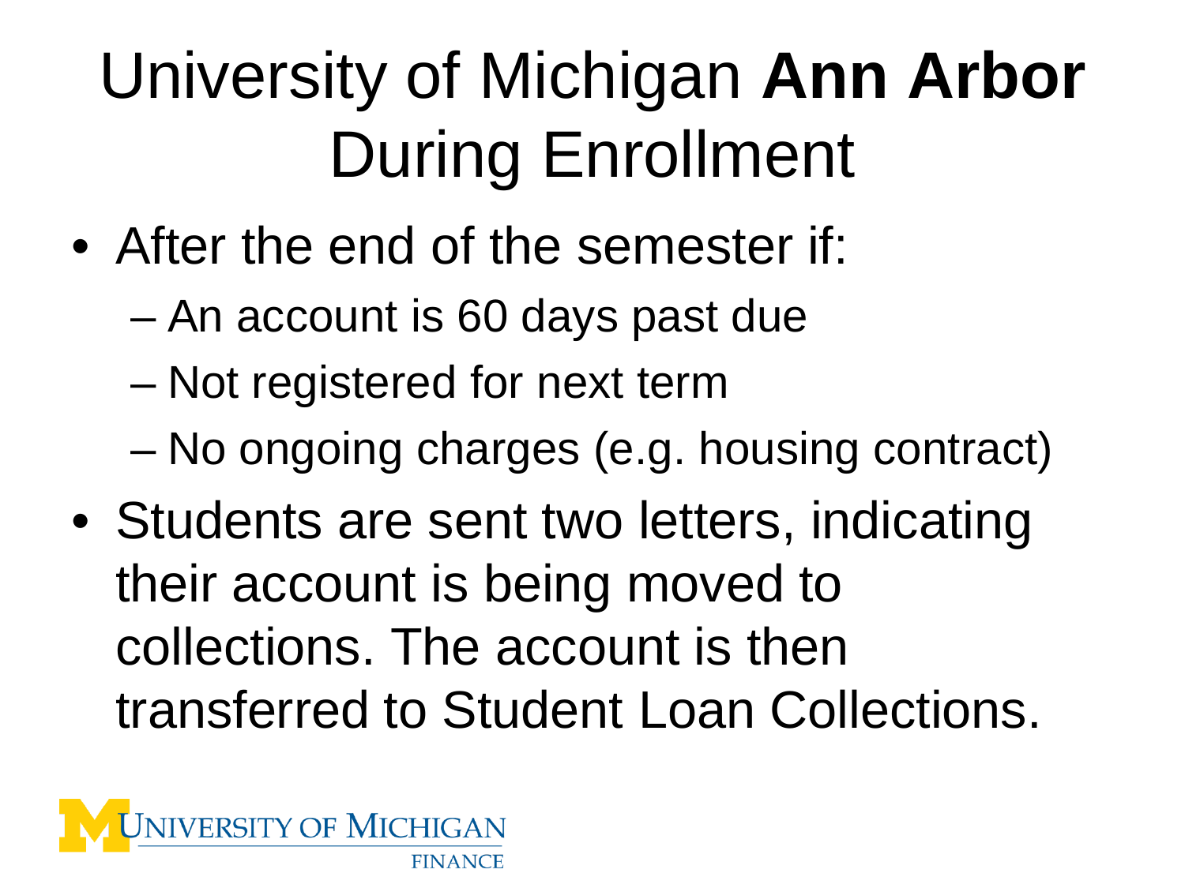# University of Michigan **Ann Arbor** During Enrollment

- After the end of the semester if:
  - An account is 60 days past due
  - Not registered for next term
  - No ongoing charges (e.g. housing contract)
- Students are sent two letters, indicating their account is being moved to collections. The account is then transferred to Student Loan Collections.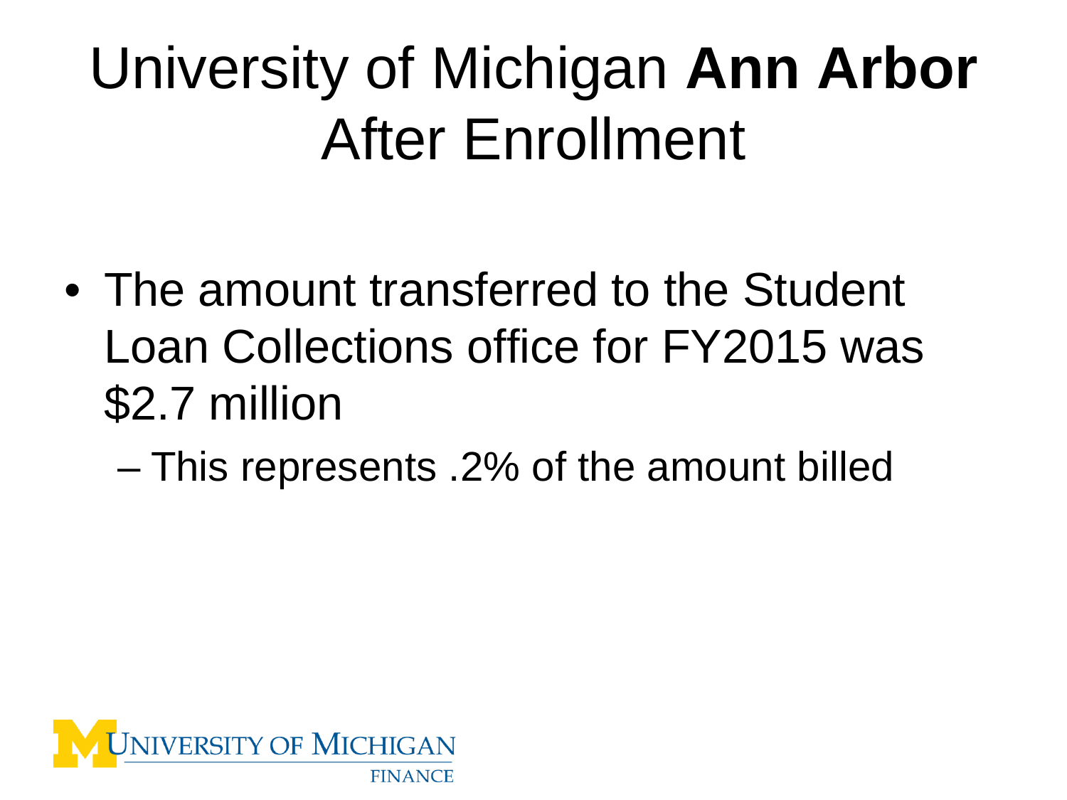# University of Michigan **Ann Arbor** After Enrollment

- The amount transferred to the Student Loan Collections office for FY2015 was $2.7 million
  - This represents .2% of the amount billed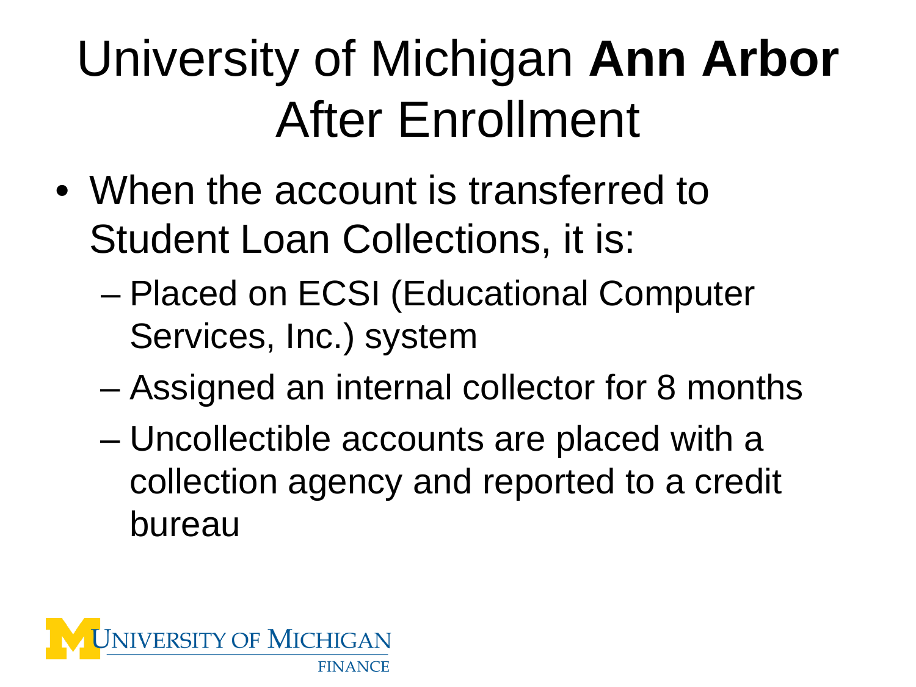# University of Michigan **Ann Arbor** After Enrollment

- When the account is transferred to Student Loan Collections, it is:
  - Placed on ECSI (Educational Computer Services, Inc.) system
  - Assigned an internal collector for 8 months
  - Uncollectible accounts are placed with a collection agency and reported to a credit bureau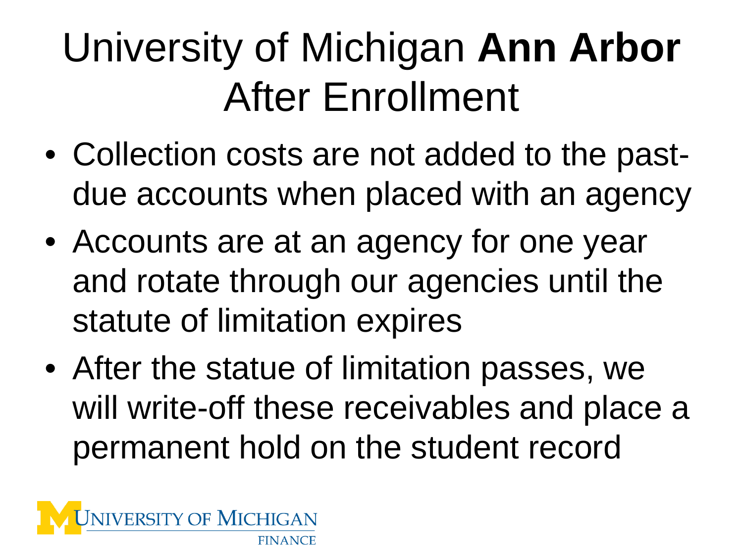# University of Michigan **Ann Arbor** After Enrollment

- Collection costs are not added to the past-due accounts when placed with an agency
- Accounts are at an agency for one year and rotate through our agencies until the statute of limitation expires
- After the statue of limitation passes, we will write-off these receivables and place a permanent hold on the student record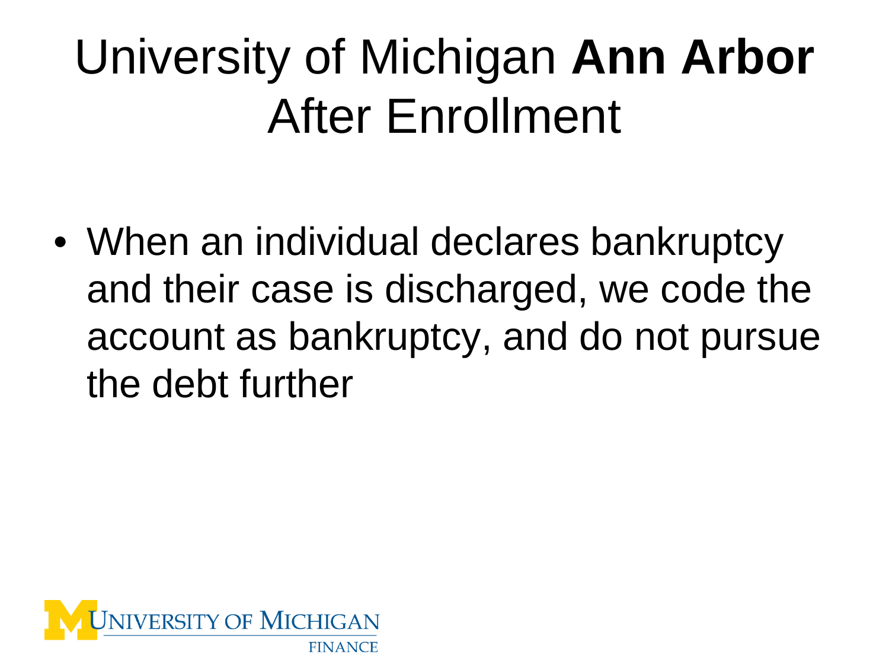# University of Michigan **Ann Arbor** After Enrollment

- When an individual declares bankruptcy and their case is discharged, we code the account as bankruptcy, and do not pursue the debt further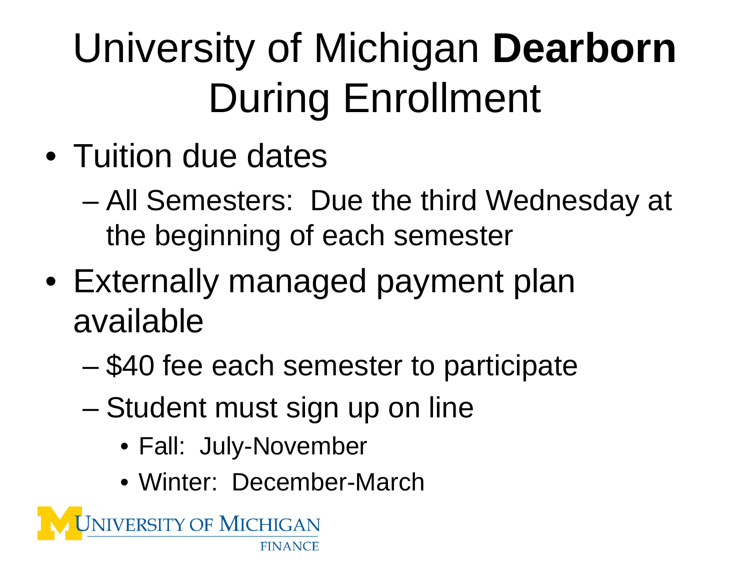# University of Michigan **Dearborn** During Enrollment

- Tuition due dates
  - All Semesters: Due the third Wednesday at the beginning of each semester
- Externally managed payment plan available
  - $40 fee each semester to participate
  - Student must sign up on line
    - Fall: July-November
    - Winter: December-March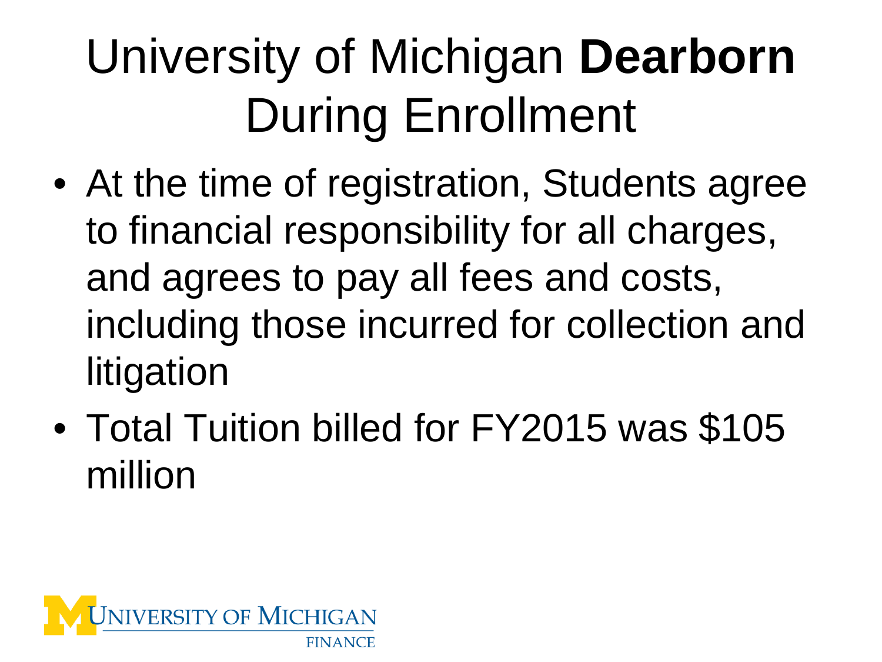# University of Michigan **Dearborn** During Enrollment

- At the time of registration, Students agree to financial responsibility for all charges, and agrees to pay all fees and costs, including those incurred for collection and litigation
- Total Tuition billed for FY2015 was $105 million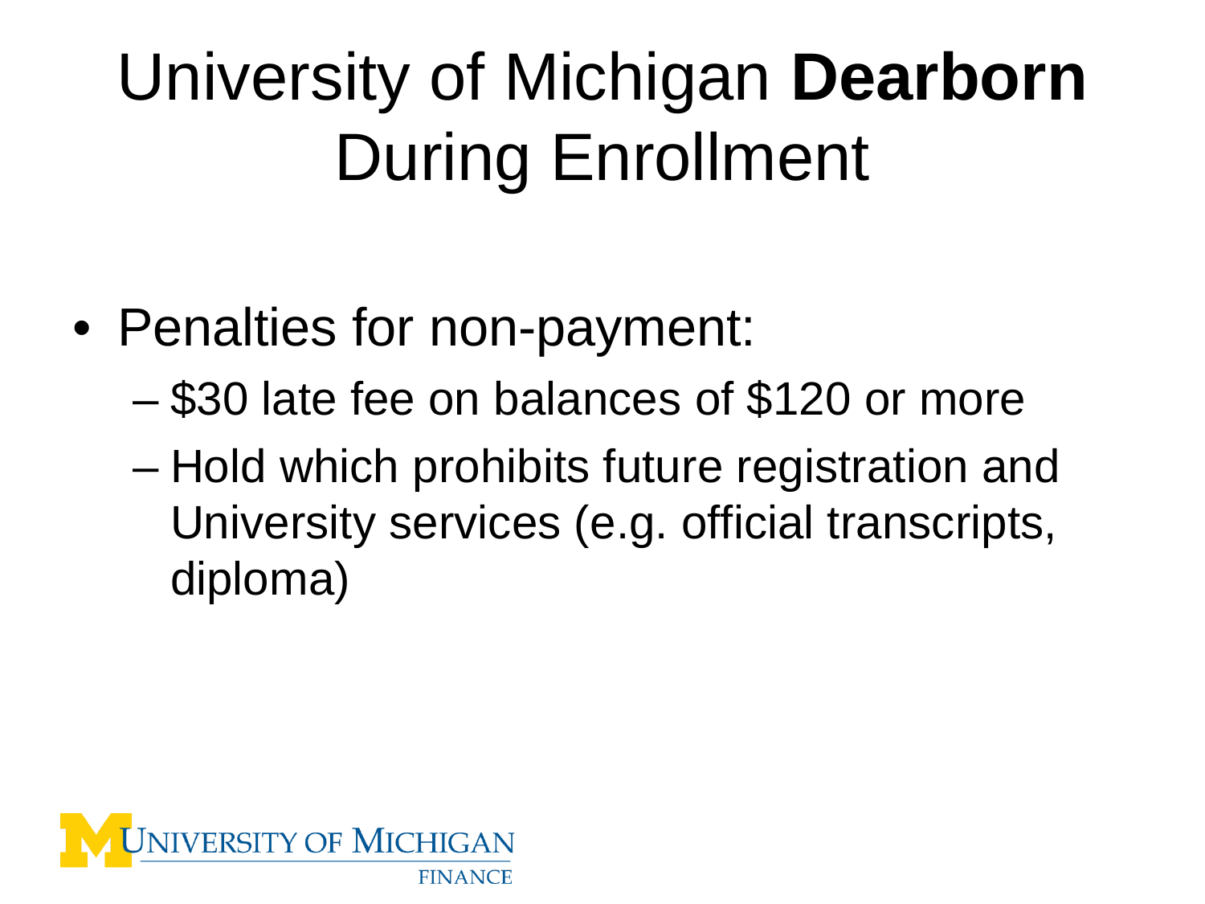# University of Michigan **Dearborn** During Enrollment

- Penalties for non-payment:
  - $30 late fee on balances of $120 or more
  - Hold which prohibits future registration and University services (e.g. official transcripts, diploma)

UNIVERSITY OF MICHIGAN
FINANCE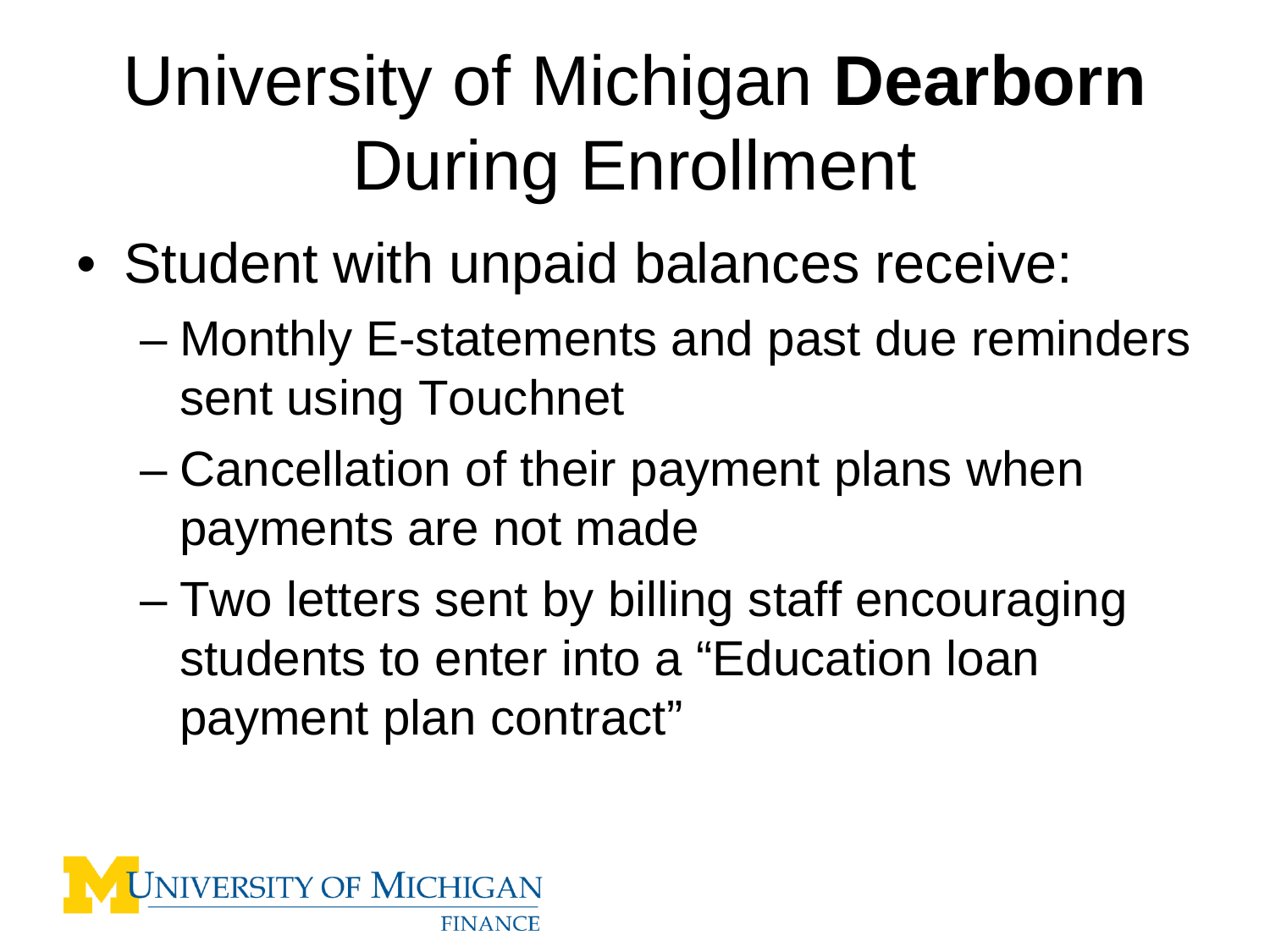# University of Michigan **Dearborn** During Enrollment

- Student with unpaid balances receive:
  - Monthly E-statements and past due reminders sent using Touchnet
  - Cancellation of their payment plans when payments are not made
  - Two letters sent by billing staff encouraging students to enter into a "Education loan payment plan contract"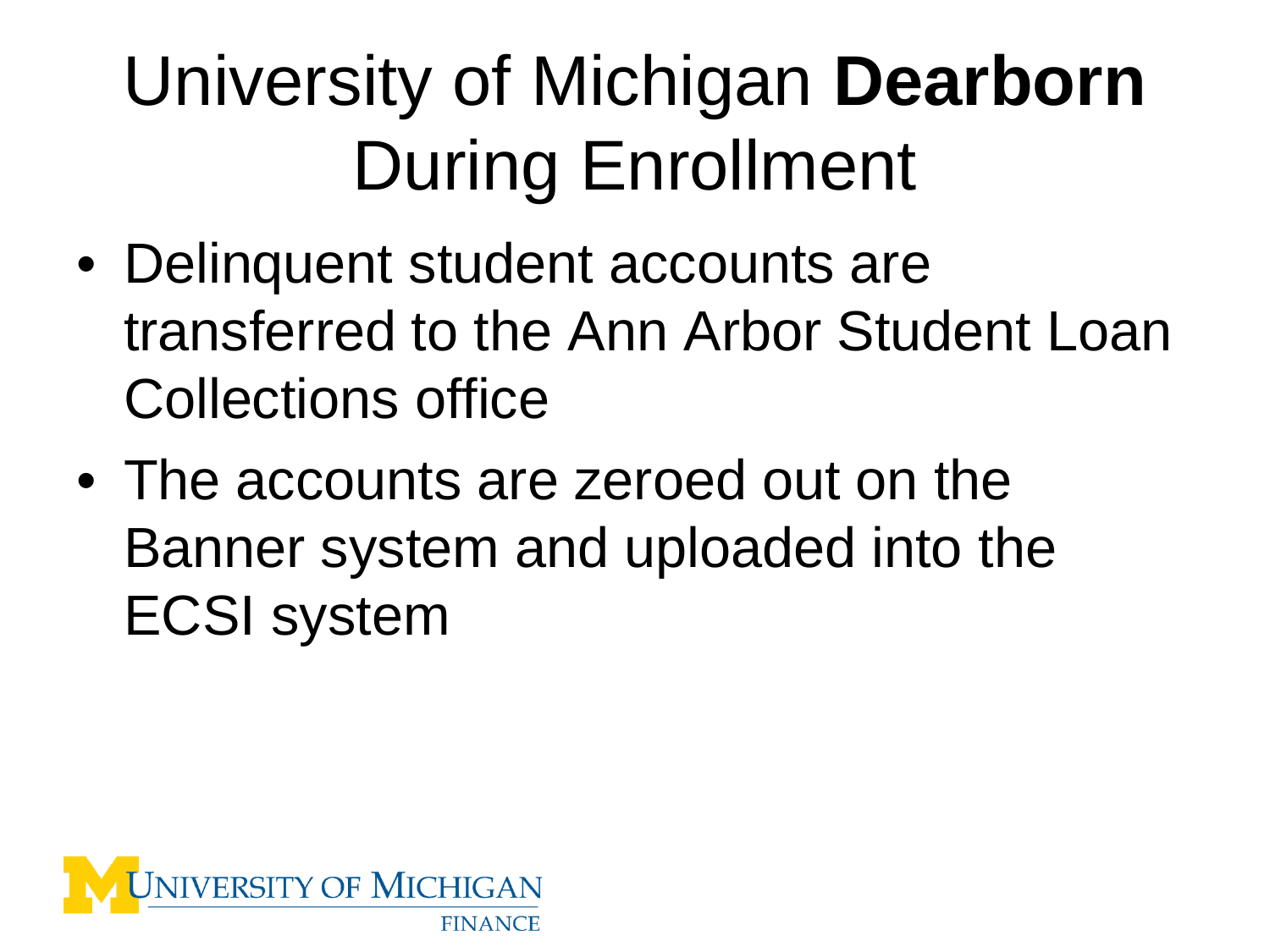# University of Michigan **Dearborn** During Enrollment

- Delinquent student accounts are transferred to the Ann Arbor Student Loan Collections office
- The accounts are zeroed out on the Banner system and uploaded into the ECSI system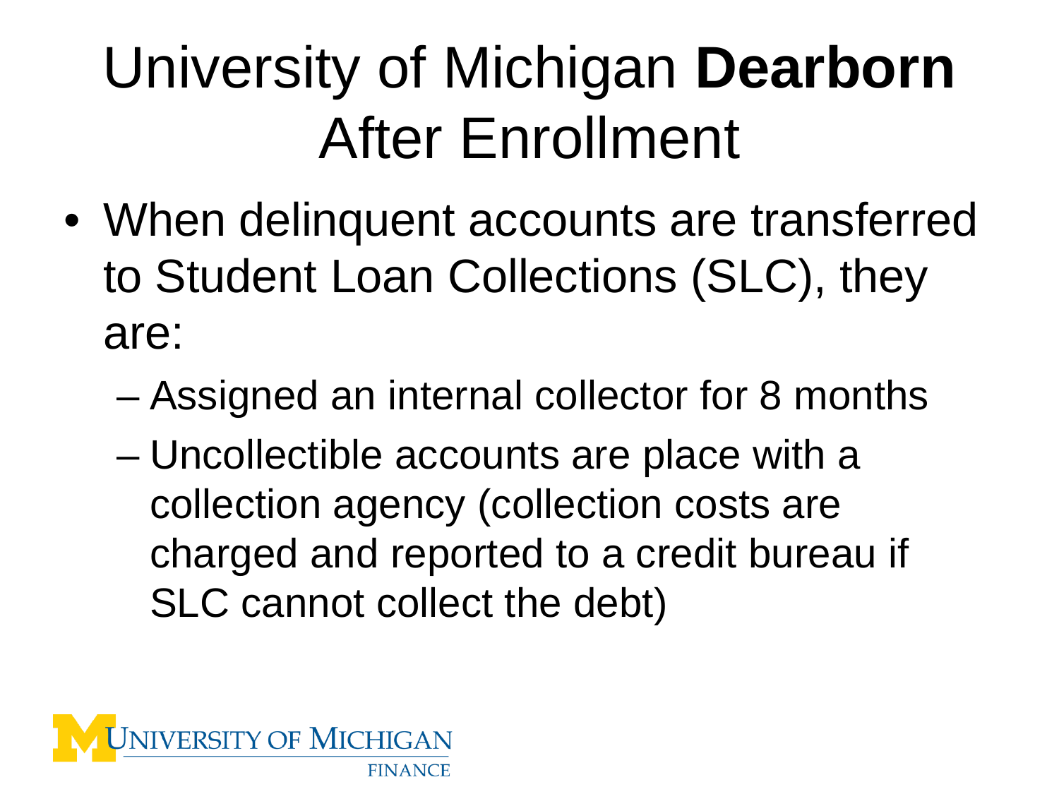# University of Michigan **Dearborn** After Enrollment

- When delinquent accounts are transferred to Student Loan Collections (SLC), they are:
  - Assigned an internal collector for 8 months
  - Uncollectible accounts are place with a collection agency (collection costs are charged and reported to a credit bureau if SLC cannot collect the debt)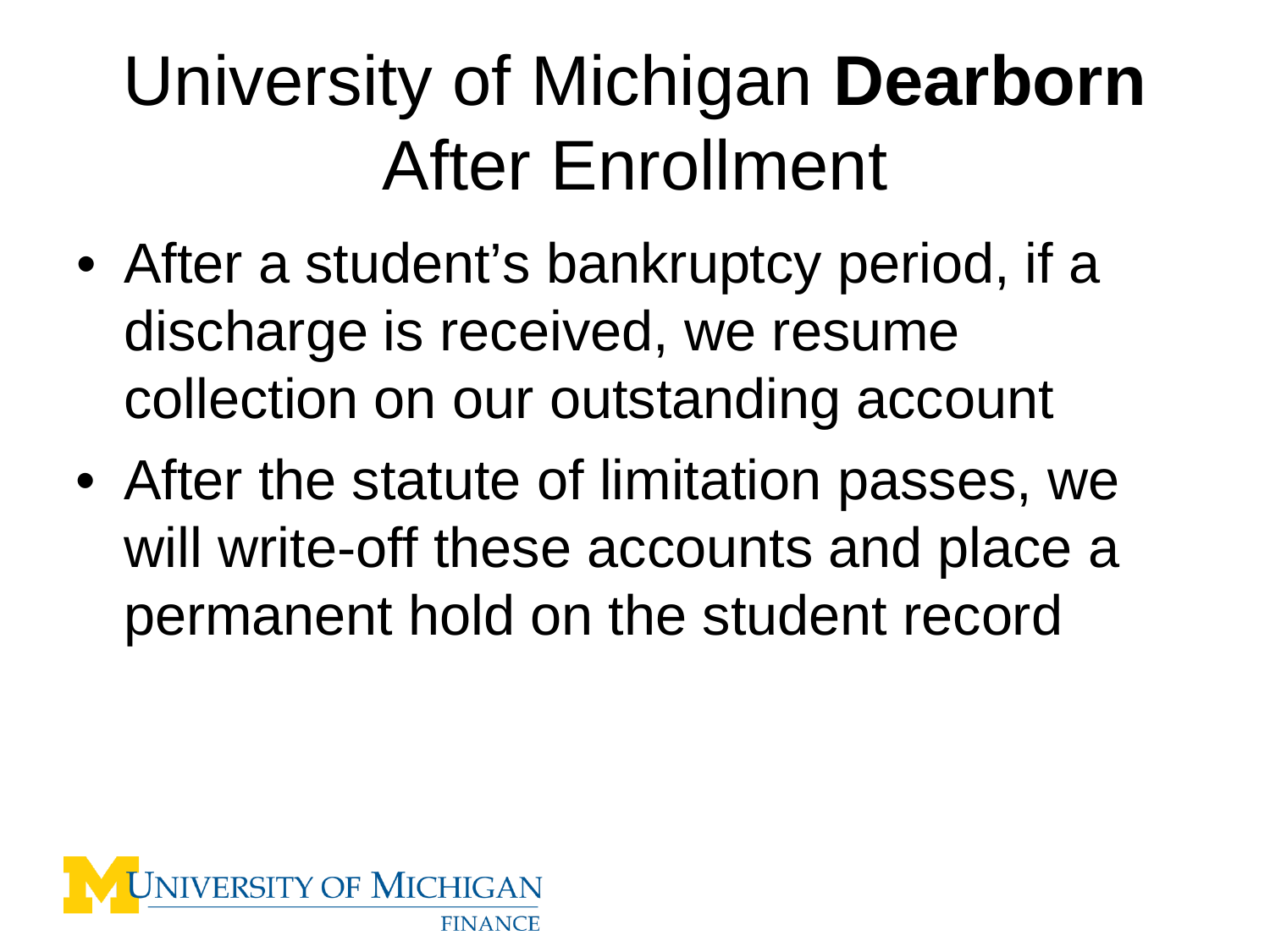# University of Michigan **Dearborn** After Enrollment

- After a student's bankruptcy period, if a discharge is received, we resume collection on our outstanding account
- After the statute of limitation passes, we will write-off these accounts and place a permanent hold on the student record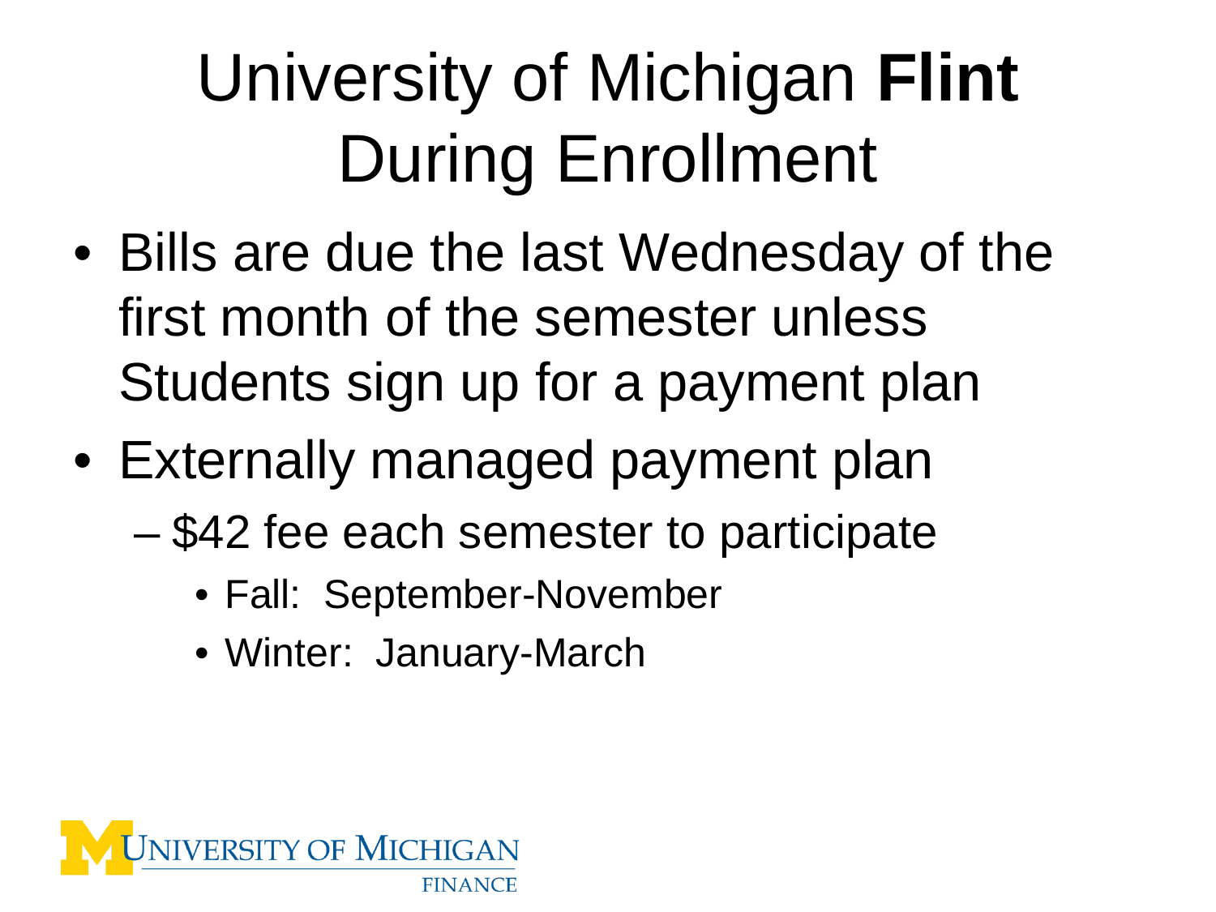# University of Michigan **Flint** During Enrollment

- Bills are due the last Wednesday of the first month of the semester unless Students sign up for a payment plan
- Externally managed payment plan
  - $42 fee each semester to participate
    - Fall: September-November
    - Winter: January-March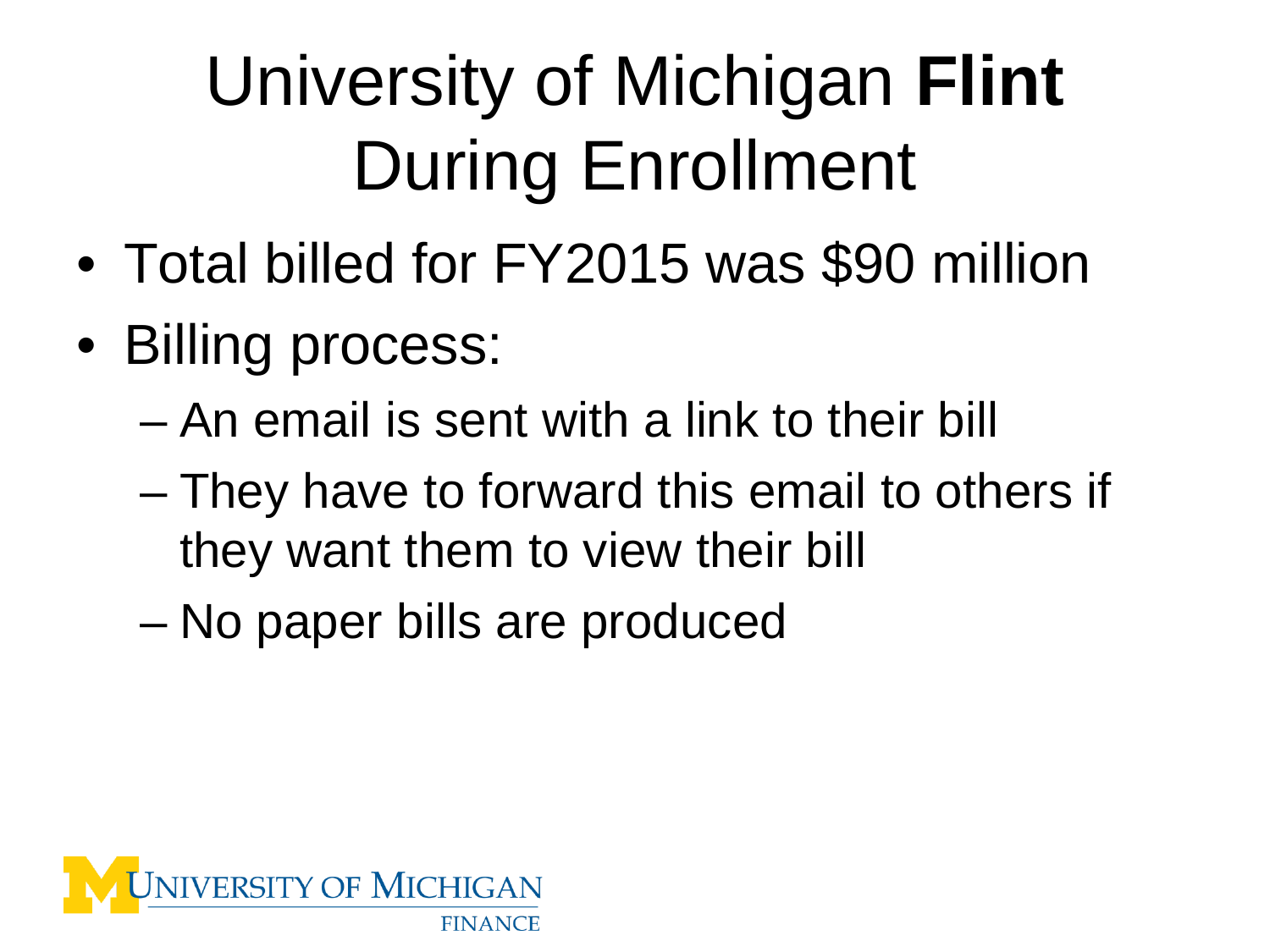# University of Michigan **Flint** During Enrollment

- Total billed for FY2015 was $90 million
- Billing process:
  - An email is sent with a link to their bill
  - They have to forward this email to others if they want them to view their bill
  - No paper bills are produced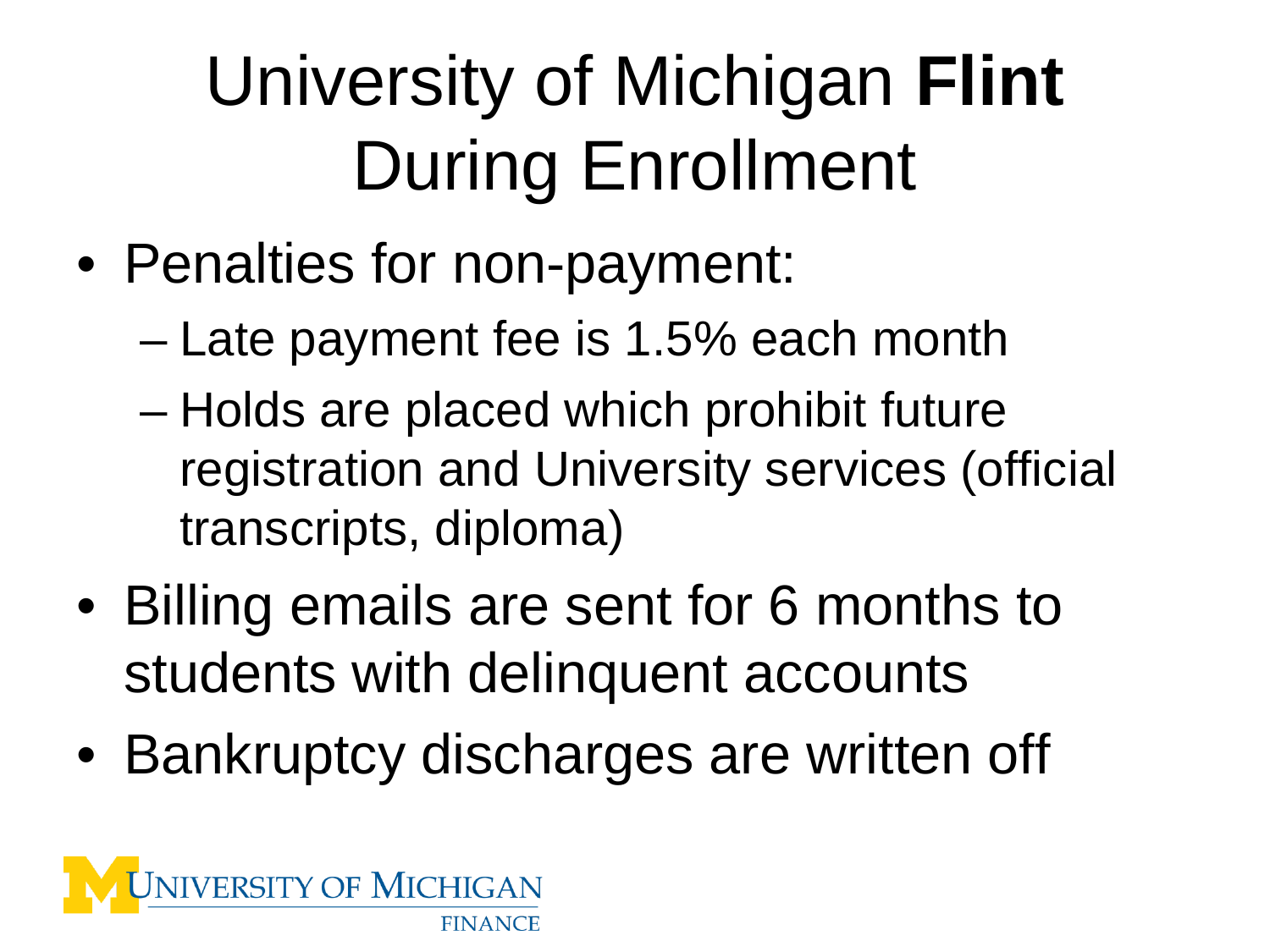# University of Michigan **Flint** During Enrollment

- Penalties for non-payment:
  - Late payment fee is 1.5% each month
  - Holds are placed which prohibit future registration and University services (official transcripts, diploma)
- Billing emails are sent for 6 months to students with delinquent accounts
- Bankruptcy discharges are written off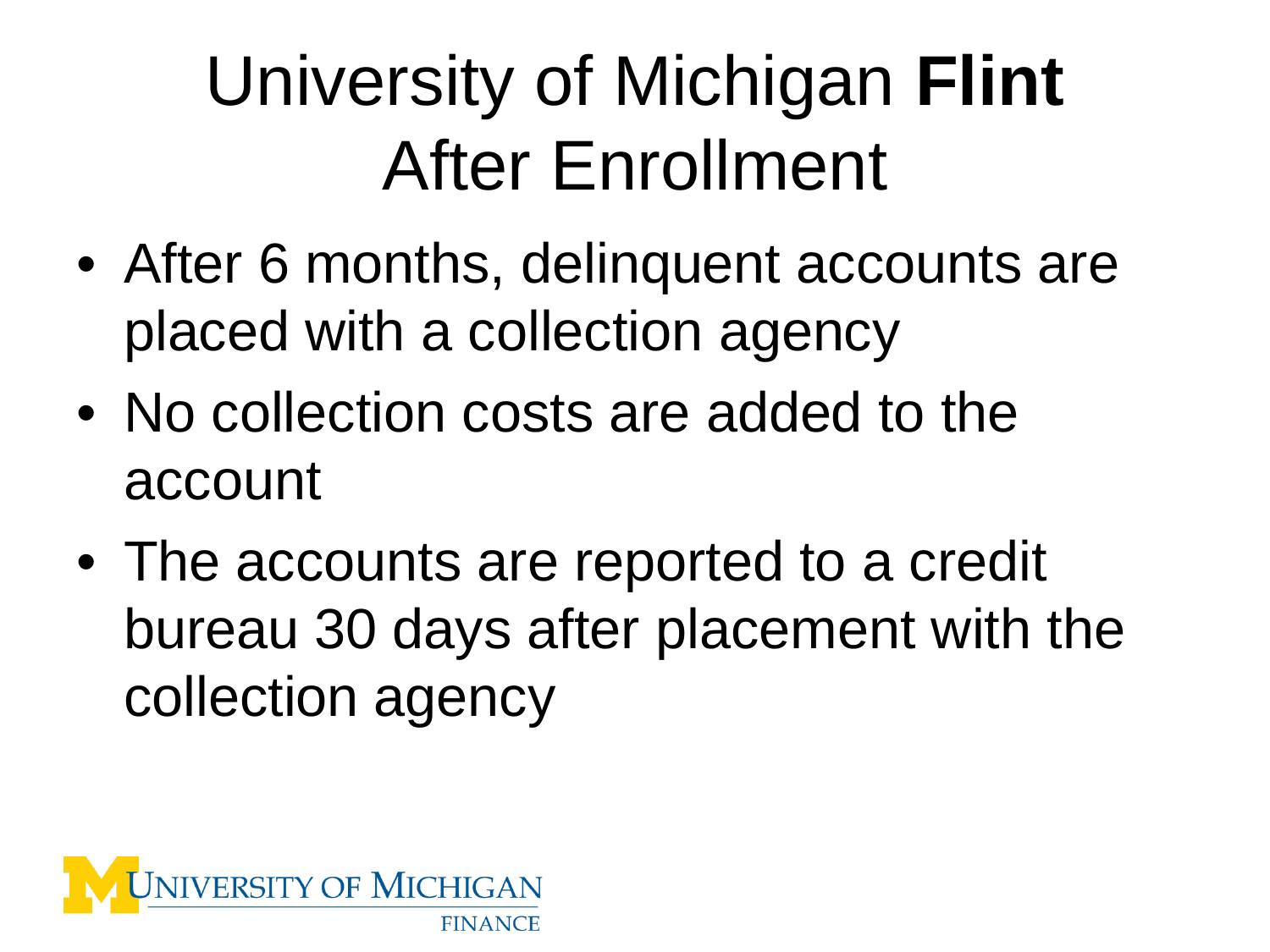# University of Michigan **Flint** After Enrollment

- After 6 months, delinquent accounts are placed with a collection agency
- No collection costs are added to the account
- The accounts are reported to a credit bureau 30 days after placement with the collection agency

University of Michigan Finance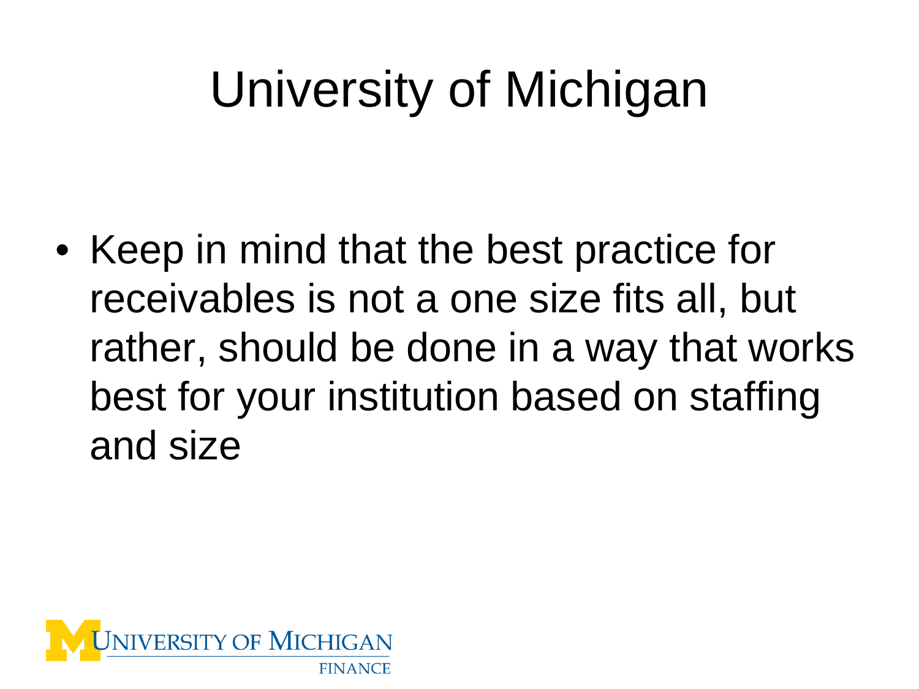# University of Michigan

- Keep in mind that the best practice for receivables is not a one size fits all, but rather, should be done in a way that works best for your institution based on staffing and size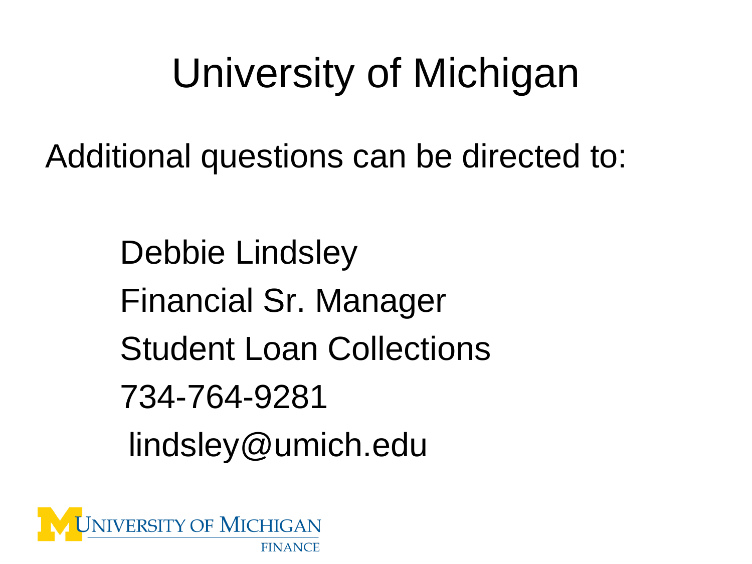# University of Michigan

Additional questions can be directed to:

Debbie Lindsley
Financial Sr. Manager
Student Loan Collections
734-764-9281
lindsley@umich.edu

University of Michigan
Finance